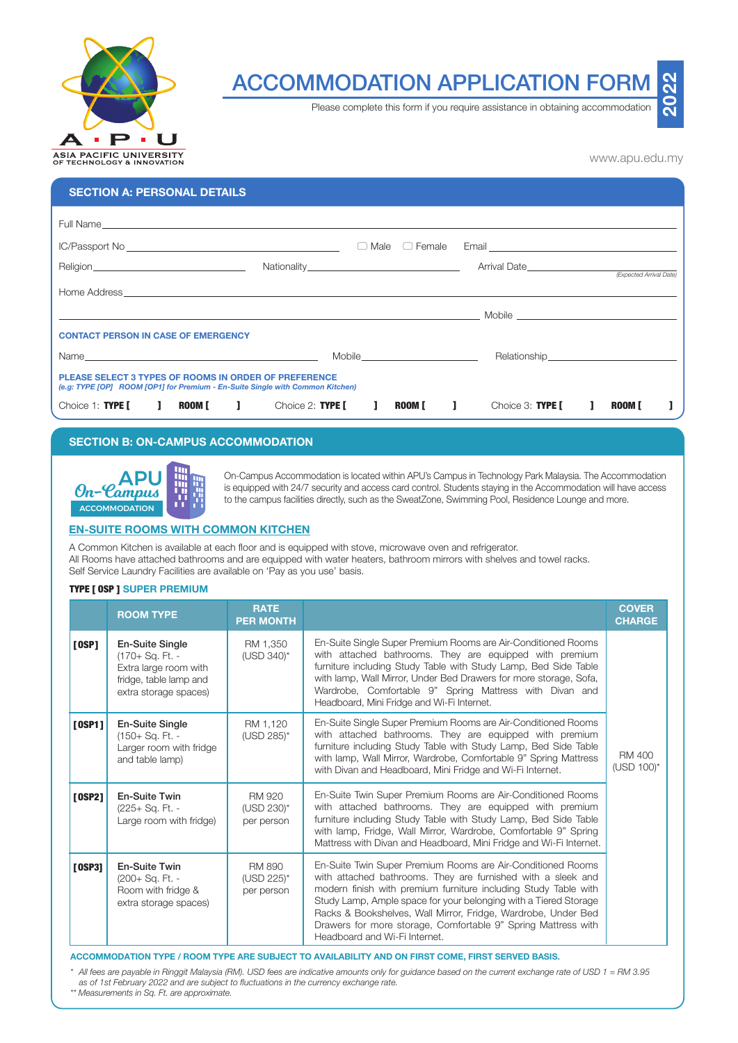# ACCOMMODATION APPLICATION FORM

**2022**

Please complete this form if you require assistance in obtaining accommodation

ASIA PACIFIC UNIVERSITY OF TECHNOLOGY & INNOVATION

www.apu.edu.my

## SECTION A: PERSONAL DETAILS

Full Name ____________________

IC/Passport No ____________________ ☐ Male ☐ Female Email ____________________

Religion ____________________ Nationality ____________________ Arrival Date ____________________ *(Expected Arrival Date)*

Home Address ____________________

____________________ Mobile ____________________

**CONTACT PERSON IN CASE OF EMERGENCY**

Name ____________________ Mobile ____________________ Relationship ____________________

**PLEASE SELECT 3 TYPES OF ROOMS IN ORDER OF PREFERENCE**
***(e.g: TYPE [OP] ROOM [OP1] for Premium - En-Suite Single with Common Kitchen)***

Choice 1: **TYPE [ ] ROOM [ ]** Choice 2: **TYPE [ ] ROOM [ ]** Choice 3: **TYPE [ ] ROOM [ ]**

## SECTION B: ON-CAMPUS ACCOMMODATION

APU On-Campus ACCOMMODATION

On-Campus Accommodation is located within APU's Campus in Technology Park Malaysia. The Accommodation is equipped with 24/7 security and access card control. Students staying in the Accommodation will have access to the campus facilities directly, such as the SweatZone, Swimming Pool, Residence Lounge and more.

### EN-SUITE ROOMS WITH COMMON KITCHEN

A Common Kitchen is available at each floor and is equipped with stove, microwave oven and refrigerator.
All Rooms have attached bathrooms and are equipped with water heaters, bathroom mirrors with shelves and towel racks.
Self Service Laundry Facilities are available on 'Pay as you use' basis.

**TYPE [ OSP ] SUPER PREMIUM**

| | ROOM TYPE | RATE PER MONTH | | COVER CHARGE |
|---|---|---|---|---|
| **[OSP]** | **En-Suite Single** (170+ Sq. Ft. - Extra large room with fridge, table lamp and extra storage spaces) | RM 1,350 (USD 340)* | En-Suite Single Super Premium Rooms are Air-Conditioned Rooms with attached bathrooms. They are equipped with premium furniture including Study Table with Study Lamp, Bed Side Table with lamp, Wall Mirror, Under Bed Drawers for more storage, Sofa, Wardrobe, Comfortable 9" Spring Mattress with Divan and Headboard, Mini Fridge and Wi-Fi Internet. | RM 400 (USD 100)* |
| **[OSP1]** | **En-Suite Single** (150+ Sq. Ft. - Larger room with fridge and table lamp) | RM 1,120 (USD 285)* | En-Suite Single Super Premium Rooms are Air-Conditioned Rooms with attached bathrooms. They are equipped with premium furniture including Study Table with Study Lamp, Bed Side Table with lamp, Wall Mirror, Wardrobe, Comfortable 9" Spring Mattress with Divan and Headboard, Mini Fridge and Wi-Fi Internet. | |
| **[OSP2]** | **En-Suite Twin** (225+ Sq. Ft. - Large room with fridge) | RM 920 (USD 230)* per person | En-Suite Twin Super Premium Rooms are Air-Conditioned Rooms with attached bathrooms. They are equipped with premium furniture including Study Table with Study Lamp, Bed Side Table with lamp, Fridge, Wall Mirror, Wardrobe, Comfortable 9" Spring Mattress with Divan and Headboard, Mini Fridge and Wi-Fi Internet. | |
| **[OSP3]** | **En-Suite Twin** (200+ Sq. Ft. - Room with fridge & extra storage spaces) | RM 890 (USD 225)* per person | En-Suite Twin Super Premium Rooms are Air-Conditioned Rooms with attached bathrooms. They are furnished with a sleek and modern finish with premium furniture including Study Table with Study Lamp, Ample space for your belonging with a Tiered Storage Racks & Bookshelves, Wall Mirror, Fridge, Wardrobe, Under Bed Drawers for more storage, Comfortable 9" Spring Mattress with Headboard and Wi-Fi Internet. | |

**ACCOMMODATION TYPE / ROOM TYPE ARE SUBJECT TO AVAILABILITY AND ON FIRST COME, FIRST SERVED BASIS.**

\* *All fees are payable in Ringgit Malaysia (RM). USD fees are indicative amounts only for guidance based on the current exchange rate of USD 1 = RM 3.95 as of 1st February 2022 and are subject to fluctuations in the currency exchange rate.*
\*\* *Measurements in Sq. Ft. are approximate.*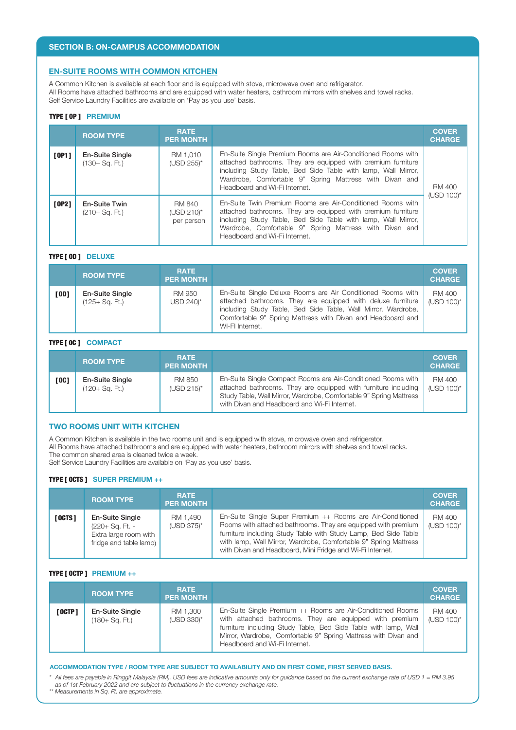## SECTION B: ON-CAMPUS ACCOMMODATION

### EN-SUITE ROOMS WITH COMMON KITCHEN

A Common Kitchen is available at each floor and is equipped with stove, microwave oven and refrigerator.
All Rooms have attached bathrooms and are equipped with water heaters, bathroom mirrors with shelves and towel racks.
Self Service Laundry Facilities are available on 'Pay as you use' basis.

#### TYPE [ OP ] PREMIUM

| | ROOM TYPE | RATE PER MONTH | | COVER CHARGE |
|---|---|---|---|---|
| **[OP1]** | **En-Suite Single** (130+ Sq. Ft.) | RM 1,010 (USD 255)* | En-Suite Single Premium Rooms are Air-Conditioned Rooms with attached bathrooms. They are equipped with premium furniture including Study Table, Bed Side Table with lamp, Wall Mirror, Wardrobe, Comfortable 9" Spring Mattress with Divan and Headboard and Wi-Fi Internet. | RM 400 (USD 100)* |
| **[OP2]** | **En-Suite Twin** (210+ Sq. Ft.) | RM 840 (USD 210)* per person | En-Suite Twin Premium Rooms are Air-Conditioned Rooms with attached bathrooms. They are equipped with premium furniture including Study Table, Bed Side Table with lamp, Wall Mirror, Wardrobe, Comfortable 9" Spring Mattress with Divan and Headboard and Wi-Fi Internet. | |

#### TYPE [ OD ] DELUXE

| | ROOM TYPE | RATE PER MONTH | | COVER CHARGE |
|---|---|---|---|---|
| **[OD]** | **En-Suite Single** (125+ Sq. Ft.) | RM 950 USD 240)* | En-Suite Single Deluxe Rooms are Air Conditioned Rooms with attached bathrooms. They are equipped with deluxe furniture including Study Table, Bed Side Table, Wall Mirror, Wardrobe, Comfortable 9" Spring Mattress with Divan and Headboard and WI-FI Internet. | RM 400 (USD 100)* |

#### TYPE [ OC ] COMPACT

| | ROOM TYPE | RATE PER MONTH | | COVER CHARGE |
|---|---|---|---|---|
| **[OC]** | **En-Suite Single** (120+ Sq. Ft.) | RM 850 (USD 215)* | En-Suite Single Compact Rooms are Air-Conditioned Rooms with attached bathrooms. They are equipped with furniture including Study Table, Wall Mirror, Wardrobe, Comfortable 9" Spring Mattress with Divan and Headboard and Wi-Fi Internet. | RM 400 (USD 100)* |

### TWO ROOMS UNIT WITH KITCHEN

A Common Kitchen is available in the two rooms unit and is equipped with stove, microwave oven and refrigerator.
All Rooms have attached bathrooms and are equipped with water heaters, bathroom mirrors with shelves and towel racks.
The common shared area is cleaned twice a week.
Self Service Laundry Facilities are available on 'Pay as you use' basis.

#### TYPE [ OCTS ] SUPER PREMIUM ++

| | ROOM TYPE | RATE PER MONTH | | COVER CHARGE |
|---|---|---|---|---|
| **[OCTS]** | **En-Suite Single** (220+ Sq. Ft. - Extra large room with fridge and table lamp) | RM 1,490 (USD 375)* | En-Suite Single Super Premium ++ Rooms are Air-Conditioned Rooms with attached bathrooms. They are equipped with premium furniture including Study Table with Study Lamp, Bed Side Table with lamp, Wall Mirror, Wardrobe, Comfortable 9" Spring Mattress with Divan and Headboard, Mini Fridge and Wi-Fi Internet. | RM 400 (USD 100)* |

#### TYPE [ OCTP ] PREMIUM ++

| | ROOM TYPE | RATE PER MONTH | | COVER CHARGE |
|---|---|---|---|---|
| **[OCTP]** | **En-Suite Single** (180+ Sq. Ft.) | RM 1,300 (USD 330)* | En-Suite Single Premium ++ Rooms are Air-Conditioned Rooms with attached bathrooms. They are equipped with premium furniture including Study Table, Bed Side Table with lamp, Wall Mirror, Wardrobe, Comfortable 9" Spring Mattress with Divan and Headboard and Wi-Fi Internet. | RM 400 (USD 100)* |

**ACCOMMODATION TYPE / ROOM TYPE ARE SUBJECT TO AVAILABILITY AND ON FIRST COME, FIRST SERVED BASIS.**

*\* All fees are payable in Ringgit Malaysia (RM). USD fees are indicative amounts only for guidance based on the current exchange rate of USD 1 = RM 3.95 as of 1st February 2022 and are subject to fluctuations in the currency exchange rate.*
*\*\* Measurements in Sq. Ft. are approximate.*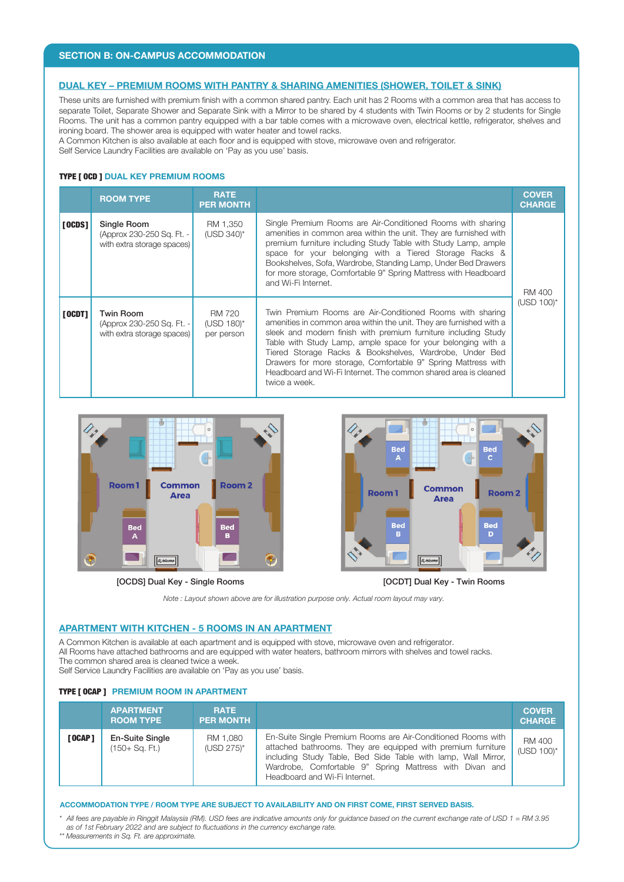## SECTION B: ON-CAMPUS ACCOMMODATION

### DUAL KEY – PREMIUM ROOMS WITH PANTRY & SHARING AMENITIES (SHOWER, TOILET & SINK)

These units are furnished with premium finish with a common shared pantry. Each unit has 2 Rooms with a common area that has access to separate Toilet, Separate Shower and Separate Sink with a Mirror to be shared by 4 students with Twin Rooms or by 2 students for Single Rooms. The unit has a common pantry equipped with a bar table comes with a microwave oven, electrical kettle, refrigerator, shelves and ironing board. The shower area is equipped with water heater and towel racks.
A Common Kitchen is also available at each floor and is equipped with stove, microwave oven and refrigerator.
Self Service Laundry Facilities are available on 'Pay as you use' basis.

**TYPE [ OCD ]** DUAL KEY PREMIUM ROOMS

| | ROOM TYPE | RATE PER MONTH | | COVER CHARGE |
|---|---|---|---|---|
| **[OCDS]** | Single Room (Approx 230-250 Sq. Ft. - with extra storage spaces) | RM 1,350 (USD 340)* | Single Premium Rooms are Air-Conditioned Rooms with sharing amenities in common area within the unit. They are furnished with premium furniture including Study Table with Study Lamp, ample space for your belonging with a Tiered Storage Racks & Bookshelves, Sofa, Wardrobe, Standing Lamp, Under Bed Drawers for more storage, Comfortable 9" Spring Mattress with Headboard and Wi-Fi Internet. | RM 400 (USD 100)* |
| **[OCDT]** | Twin Room (Approx 230-250 Sq. Ft. - with extra storage spaces) | RM 720 (USD 180)* per person | Twin Premium Rooms are Air-Conditioned Rooms with sharing amenities in common area within the unit. They are furnished with a sleek and modern finish with premium furniture including Study Table with Study Lamp, ample space for your belonging with a Tiered Storage Racks & Bookshelves, Wardrobe, Under Bed Drawers for more storage, Comfortable 9" Spring Mattress with Headboard and Wi-Fi Internet. The common shared area is cleaned twice a week. | |

[OCDS] Dual Key - Single Rooms

[OCDT] Dual Key - Twin Rooms

*Note : Layout shown above are for illustration purpose only. Actual room layout may vary.*

### APARTMENT WITH KITCHEN - 5 ROOMS IN AN APARTMENT

A Common Kitchen is available at each apartment and is equipped with stove, microwave oven and refrigerator.
All Rooms have attached bathrooms and are equipped with water heaters, bathroom mirrors with shelves and towel racks.
The common shared area is cleaned twice a week.
Self Service Laundry Facilities are available on 'Pay as you use' basis.

**TYPE [ OCAP ]** PREMIUM ROOM IN APARTMENT

| | APARTMENT ROOM TYPE | RATE PER MONTH | | COVER CHARGE |
|---|---|---|---|---|
| **[OCAP]** | En-Suite Single (150+ Sq. Ft.) | RM 1,080 (USD 275)* | En-Suite Single Premium Rooms are Air-Conditioned Rooms with attached bathrooms. They are equipped with premium furniture including Study Table, Bed Side Table with lamp, Wall Mirror, Wardrobe, Comfortable 9" Spring Mattress with Divan and Headboard and Wi-Fi Internet. | RM 400 (USD 100)* |

**ACCOMMODATION TYPE / ROOM TYPE ARE SUBJECT TO AVAILABILITY AND ON FIRST COME, FIRST SERVED BASIS.**

\* *All fees are payable in Ringgit Malaysia (RM). USD fees are indicative amounts only for guidance based on the current exchange rate of USD 1 = RM 3.95 as of 1st February 2022 and are subject to fluctuations in the currency exchange rate.*
** *Measurements in Sq. Ft. are approximate.*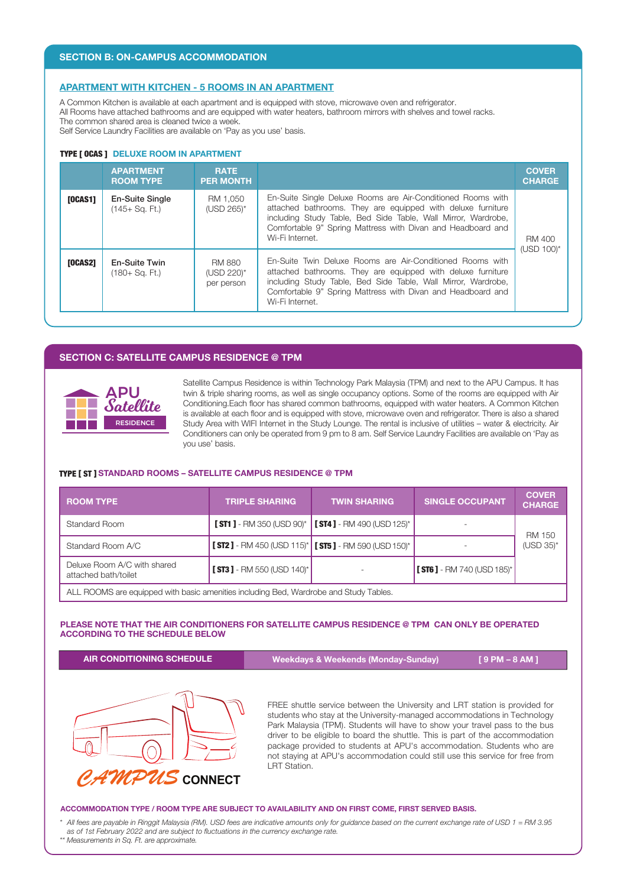## SECTION B: ON-CAMPUS ACCOMMODATION

### APARTMENT WITH KITCHEN - 5 ROOMS IN AN APARTMENT

A Common Kitchen is available at each apartment and is equipped with stove, microwave oven and refrigerator.
All Rooms have attached bathrooms and are equipped with water heaters, bathroom mirrors with shelves and towel racks.
The common shared area is cleaned twice a week.
Self Service Laundry Facilities are available on 'Pay as you use' basis.

#### TYPE [ OCAS ] DELUXE ROOM IN APARTMENT

| | APARTMENT ROOM TYPE | RATE PER MONTH | | COVER CHARGE |
|---|---|---|---|---|
| [OCAS1] | **En-Suite Single** (145+ Sq. Ft.) | RM 1,050 (USD 265)* | En-Suite Single Deluxe Rooms are Air-Conditioned Rooms with attached bathrooms. They are equipped with deluxe furniture including Study Table, Bed Side Table, Wall Mirror, Wardrobe, Comfortable 9" Spring Mattress with Divan and Headboard and Wi-Fi Internet. | RM 400 (USD 100)* |
| [OCAS2] | **En-Suite Twin** (180+ Sq. Ft.) | RM 880 (USD 220)* per person | En-Suite Twin Deluxe Rooms are Air-Conditioned Rooms with attached bathrooms. They are equipped with deluxe furniture including Study Table, Bed Side Table, Wall Mirror, Wardrobe, Comfortable 9" Spring Mattress with Divan and Headboard and Wi-Fi Internet. | |

## SECTION C: SATELLITE CAMPUS RESIDENCE @ TPM

APU Satellite RESIDENCE

Satellite Campus Residence is within Technology Park Malaysia (TPM) and next to the APU Campus. It has twin & triple sharing rooms, as well as single occupancy options. Some of the rooms are equipped with Air Conditioning.Each floor has shared common bathrooms, equipped with water heaters. A Common Kitchen is available at each floor and is equipped with stove, microwave oven and refrigerator. There is also a shared Study Area with WIFI Internet in the Study Lounge. The rental is inclusive of utilities – water & electricity. Air Conditioners can only be operated from 9 pm to 8 am. Self Service Laundry Facilities are available on 'Pay as you use' basis.

#### TYPE [ ST ] STANDARD ROOMS – SATELLITE CAMPUS RESIDENCE @ TPM

| ROOM TYPE | TRIPLE SHARING | TWIN SHARING | SINGLE OCCUPANT | COVER CHARGE |
|---|---|---|---|---|
| Standard Room | [ ST1 ] - RM 350 (USD 90)* | [ ST4 ] - RM 490 (USD 125)* | - | RM 150 (USD 35)* |
| Standard Room A/C | [ ST2 ] - RM 450 (USD 115)* | [ ST5 ] - RM 590 (USD 150)* | - | |
| Deluxe Room A/C with shared attached bath/toilet | [ ST3 ] - RM 550 (USD 140)* | - | [ ST6 ] - RM 740 (USD 185)* | |
| ALL ROOMS are equipped with basic amenities including Bed, Wardrobe and Study Tables. | | | | |

**PLEASE NOTE THAT THE AIR CONDITIONERS FOR SATELLITE CAMPUS RESIDENCE @ TPM CAN ONLY BE OPERATED ACCORDING TO THE SCHEDULE BELOW**

| AIR CONDITIONING SCHEDULE | Weekdays & Weekends (Monday-Sunday) | [ 9 PM – 8 AM ] |
|---|---|---|

CAMPUS CONNECT

FREE shuttle service between the University and LRT station is provided for students who stay at the University-managed accommodations in Technology Park Malaysia (TPM). Students will have to show your travel pass to the bus driver to be eligible to board the shuttle. This is part of the accommodation package provided to students at APU's accommodation. Students who are not staying at APU's accommodation could still use this service for free from LRT Station.

**ACCOMMODATION TYPE / ROOM TYPE ARE SUBJECT TO AVAILABILITY AND ON FIRST COME, FIRST SERVED BASIS.**

*\* All fees are payable in Ringgit Malaysia (RM). USD fees are indicative amounts only for guidance based on the current exchange rate of USD 1 = RM 3.95 as of 1st February 2022 and are subject to fluctuations in the currency exchange rate.*
*\*\* Measurements in Sq. Ft. are approximate.*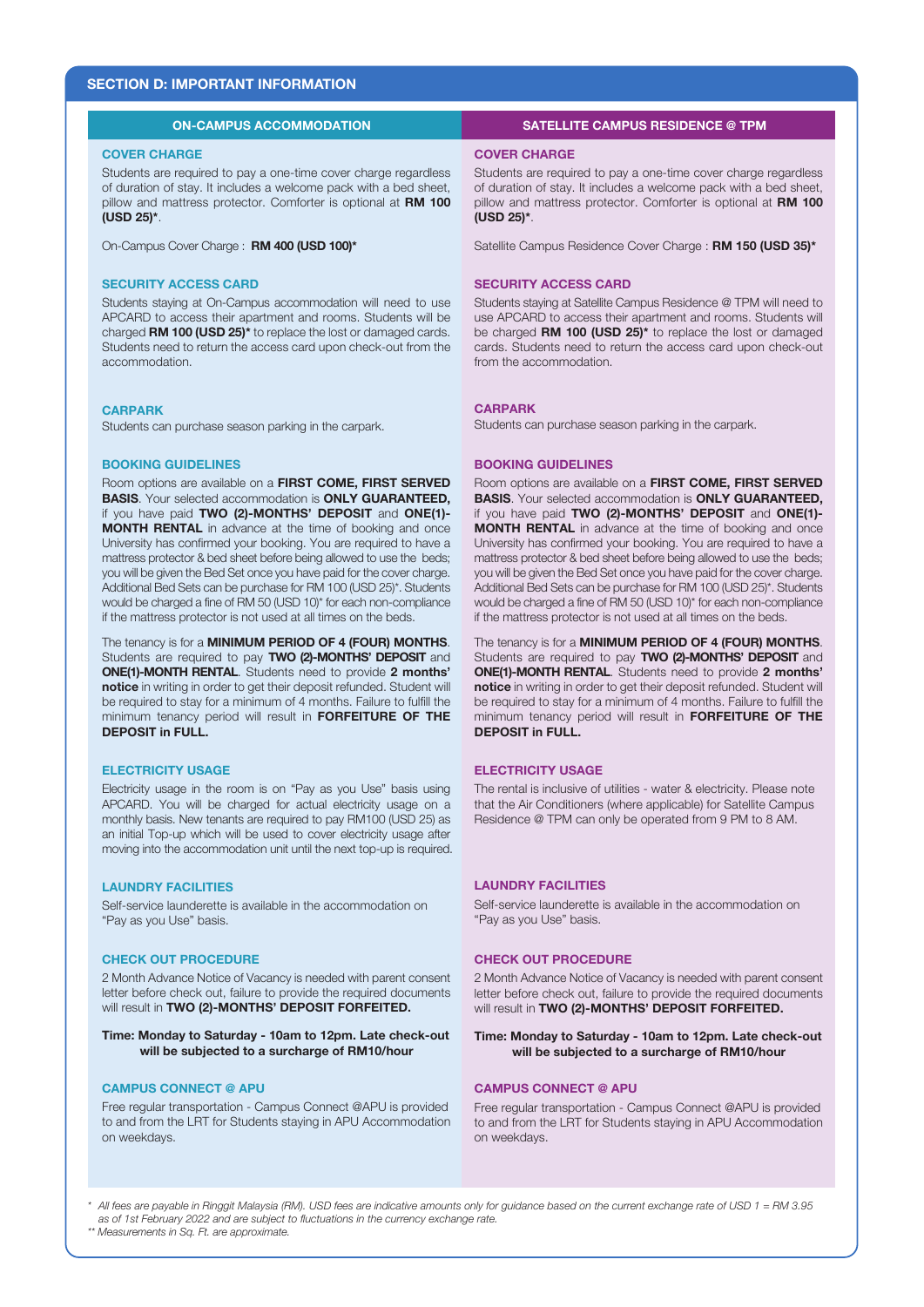## SECTION D: IMPORTANT INFORMATION

### ON-CAMPUS ACCOMMODATION

#### COVER CHARGE

Students are required to pay a one-time cover charge regardless of duration of stay. It includes a welcome pack with a bed sheet, pillow and mattress protector. Comforter is optional at **RM 100 (USD 25)***.

On-Campus Cover Charge : **RM 400 (USD 100)***

#### SECURITY ACCESS CARD

Students staying at On-Campus accommodation will need to use APCARD to access their apartment and rooms. Students will be charged **RM 100 (USD 25)*** to replace the lost or damaged cards. Students need to return the access card upon check-out from the accommodation.

#### CARPARK

Students can purchase season parking in the carpark.

#### BOOKING GUIDELINES

Room options are available on a **FIRST COME, FIRST SERVED BASIS**. Your selected accommodation is **ONLY GUARANTEED,** if you have paid **TWO (2)-MONTHS' DEPOSIT** and **ONE(1)-MONTH RENTAL** in advance at the time of booking and once University has confirmed your booking. You are required to have a mattress protector & bed sheet before being allowed to use the beds; you will be given the Bed Set once you have paid for the cover charge. Additional Bed Sets can be purchase for RM 100 (USD 25)*. Students would be charged a fine of RM 50 (USD 10)* for each non-compliance if the mattress protector is not used at all times on the beds.

The tenancy is for a **MINIMUM PERIOD OF 4 (FOUR) MONTHS**. Students are required to pay **TWO (2)-MONTHS' DEPOSIT** and **ONE(1)-MONTH RENTAL**. Students need to provide **2 months' notice** in writing in order to get their deposit refunded. Student will be required to stay for a minimum of 4 months. Failure to fulfill the minimum tenancy period will result in **FORFEITURE OF THE DEPOSIT in FULL.**

#### ELECTRICITY USAGE

Electricity usage in the room is on "Pay as you Use" basis using APCARD. You will be charged for actual electricity usage on a monthly basis. New tenants are required to pay RM100 (USD 25) as an initial Top-up which will be used to cover electricity usage after moving into the accommodation unit until the next top-up is required.

#### LAUNDRY FACILITIES

Self-service launderette is available in the accommodation on "Pay as you Use" basis.

#### CHECK OUT PROCEDURE

2 Month Advance Notice of Vacancy is needed with parent consent letter before check out, failure to provide the required documents will result in **TWO (2)-MONTHS' DEPOSIT FORFEITED.**

**Time: Monday to Saturday - 10am to 12pm. Late check-out will be subjected to a surcharge of RM10/hour**

#### CAMPUS CONNECT @ APU

Free regular transportation - Campus Connect @APU is provided to and from the LRT for Students staying in APU Accommodation on weekdays.

### SATELLITE CAMPUS RESIDENCE @ TPM

#### COVER CHARGE

Students are required to pay a one-time cover charge regardless of duration of stay. It includes a welcome pack with a bed sheet, pillow and mattress protector. Comforter is optional at **RM 100 (USD 25)***.

Satellite Campus Residence Cover Charge : **RM 150 (USD 35)***

#### SECURITY ACCESS CARD

Students staying at Satellite Campus Residence @ TPM will need to use APCARD to access their apartment and rooms. Students will be charged **RM 100 (USD 25)*** to replace the lost or damaged cards. Students need to return the access card upon check-out from the accommodation.

#### CARPARK

Students can purchase season parking in the carpark.

#### BOOKING GUIDELINES

Room options are available on a **FIRST COME, FIRST SERVED BASIS**. Your selected accommodation is **ONLY GUARANTEED,** if you have paid **TWO (2)-MONTHS' DEPOSIT** and **ONE(1)-MONTH RENTAL** in advance at the time of booking and once University has confirmed your booking. You are required to have a mattress protector & bed sheet before being allowed to use the beds; you will be given the Bed Set once you have paid for the cover charge. Additional Bed Sets can be purchase for RM 100 (USD 25)*. Students would be charged a fine of RM 50 (USD 10)* for each non-compliance if the mattress protector is not used at all times on the beds.

The tenancy is for a **MINIMUM PERIOD OF 4 (FOUR) MONTHS**. Students are required to pay **TWO (2)-MONTHS' DEPOSIT** and **ONE(1)-MONTH RENTAL**. Students need to provide **2 months' notice** in writing in order to get their deposit refunded. Student will be required to stay for a minimum of 4 months. Failure to fulfill the minimum tenancy period will result in **FORFEITURE OF THE DEPOSIT in FULL.**

#### ELECTRICITY USAGE

The rental is inclusive of utilities - water & electricity. Please note that the Air Conditioners (where applicable) for Satellite Campus Residence @ TPM can only be operated from 9 PM to 8 AM.

#### LAUNDRY FACILITIES

Self-service launderette is available in the accommodation on "Pay as you Use" basis.

#### CHECK OUT PROCEDURE

2 Month Advance Notice of Vacancy is needed with parent consent letter before check out, failure to provide the required documents will result in **TWO (2)-MONTHS' DEPOSIT FORFEITED.**

**Time: Monday to Saturday - 10am to 12pm. Late check-out will be subjected to a surcharge of RM10/hour**

#### CAMPUS CONNECT @ APU

Free regular transportation - Campus Connect @APU is provided to and from the LRT for Students staying in APU Accommodation on weekdays.

---

*\* All fees are payable in Ringgit Malaysia (RM). USD fees are indicative amounts only for guidance based on the current exchange rate of USD 1 = RM 3.95 as of 1st February 2022 and are subject to fluctuations in the currency exchange rate.*

*\*\* Measurements in Sq. Ft. are approximate.*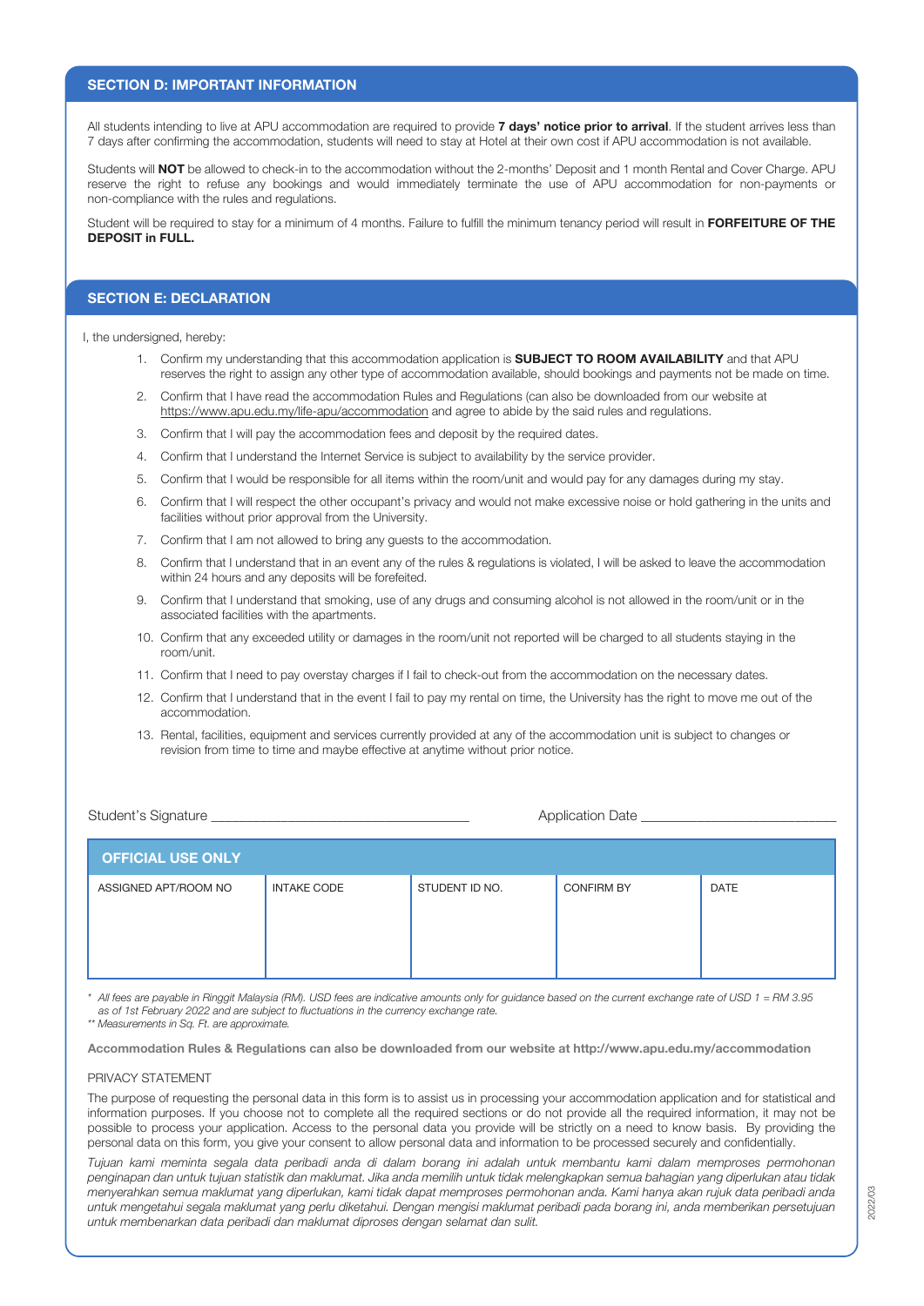## SECTION D: IMPORTANT INFORMATION

All students intending to live at APU accommodation are required to provide **7 days' notice prior to arrival**. If the student arrives less than 7 days after confirming the accommodation, students will need to stay at Hotel at their own cost if APU accommodation is not available.

Students will **NOT** be allowed to check-in to the accommodation without the 2-months' Deposit and 1 month Rental and Cover Charge. APU reserve the right to refuse any bookings and would immediately terminate the use of APU accommodation for non-payments or non-compliance with the rules and regulations.

Student will be required to stay for a minimum of 4 months. Failure to fulfill the minimum tenancy period will result in **FORFEITURE OF THE DEPOSIT in FULL.**

## SECTION E: DECLARATION

I, the undersigned, hereby:

1. Confirm my understanding that this accommodation application is **SUBJECT TO ROOM AVAILABILITY** and that APU reserves the right to assign any other type of accommodation available, should bookings and payments not be made on time.
2. Confirm that I have read the accommodation Rules and Regulations (can also be downloaded from our website at https://www.apu.edu.my/life-apu/accommodation and agree to abide by the said rules and regulations.
3. Confirm that I will pay the accommodation fees and deposit by the required dates.
4. Confirm that I understand the Internet Service is subject to availability by the service provider.
5. Confirm that I would be responsible for all items within the room/unit and would pay for any damages during my stay.
6. Confirm that I will respect the other occupant's privacy and would not make excessive noise or hold gathering in the units and facilities without prior approval from the University.
7. Confirm that I am not allowed to bring any guests to the accommodation.
8. Confirm that I understand that in an event any of the rules & regulations is violated, I will be asked to leave the accommodation within 24 hours and any deposits will be forefeited.
9. Confirm that I understand that smoking, use of any drugs and consuming alcohol is not allowed in the room/unit or in the associated facilities with the apartments.
10. Confirm that any exceeded utility or damages in the room/unit not reported will be charged to all students staying in the room/unit.
11. Confirm that I need to pay overstay charges if I fail to check-out from the accommodation on the necessary dates.
12. Confirm that I understand that in the event I fail to pay my rental on time, the University has the right to move me out of the accommodation.
13. Rental, facilities, equipment and services currently provided at any of the accommodation unit is subject to changes or revision from time to time and maybe effective at anytime without prior notice.

Student's Signature ________________________________ Application Date ________________________

**OFFICIAL USE ONLY**

| ASSIGNED APT/ROOM NO | INTAKE CODE | STUDENT ID NO. | CONFIRM BY | DATE |
|---|---|---|---|---|
| | | | | |

*\* All fees are payable in Ringgit Malaysia (RM). USD fees are indicative amounts only for guidance based on the current exchange rate of USD 1 = RM 3.95 as of 1st February 2022 and are subject to fluctuations in the currency exchange rate.*
*\*\* Measurements in Sq. Ft. are approximate.*

**Accommodation Rules & Regulations can also be downloaded from our website at http://www.apu.edu.my/accommodation**

PRIVACY STATEMENT

The purpose of requesting the personal data in this form is to assist us in processing your accommodation application and for statistical and information purposes. If you choose not to complete all the required sections or do not provide all the required information, it may not be possible to process your application. Access to the personal data you provide will be strictly on a need to know basis. By providing the personal data on this form, you give your consent to allow personal data and information to be processed securely and confidentially.

*Tujuan kami meminta segala data peribadi anda di dalam borang ini adalah untuk membantu kami dalam memproses permohonan penginapan dan untuk tujuan statistik dan maklumat. Jika anda memilih untuk tidak melengkapkan semua bahagian yang diperlukan atau tidak menyerahkan semua maklumat yang diperlukan, kami tidak dapat memproses permohonan anda. Kami hanya akan rujuk data peribadi anda untuk mengetahui segala maklumat yang perlu diketahui. Dengan mengisi maklumat peribadi pada borang ini, anda memberikan persetujuan untuk membenarkan data peribadi dan maklumat diproses dengan selamat dan sulit.*

2022/03